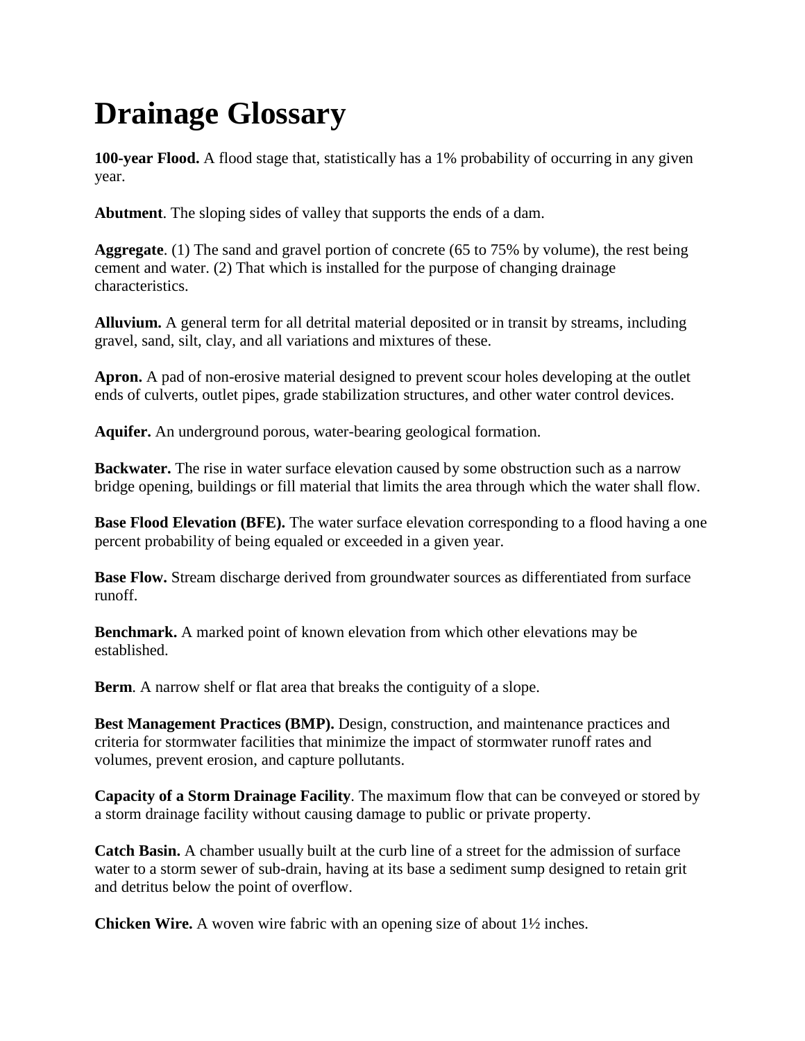# Drainage Glossary

**100-year Flood.** A flood stage that, statistically has a 1% probability of occurring in any given year.

**Abutment**. The sloping sides of valley that supports the ends of a dam.

**Aggregate**. (1) The sand and gravel portion of concrete (65 to 75% by volume), the rest being cement and water. (2) That which is installed for the purpose of changing drainage characteristics.

**Alluvium.** A general term for all detrital material deposited or in transit by streams, including gravel, sand, silt, clay, and all variations and mixtures of these.

**Apron.** A pad of non-erosive material designed to prevent scour holes developing at the outlet ends of culverts, outlet pipes, grade stabilization structures, and other water control devices.

**Aquifer.** An underground porous, water-bearing geological formation.

**Backwater.** The rise in water surface elevation caused by some obstruction such as a narrow bridge opening, buildings or fill material that limits the area through which the water shall flow.

**Base Flood Elevation (BFE).** The water surface elevation corresponding to a flood having a one percent probability of being equaled or exceeded in a given year.

**Base Flow.** Stream discharge derived from groundwater sources as differentiated from surface runoff.

**Benchmark.** A marked point of known elevation from which other elevations may be established.

**Berm**. A narrow shelf or flat area that breaks the contiguity of a slope.

**Best Management Practices (BMP).** Design, construction, and maintenance practices and criteria for stormwater facilities that minimize the impact of stormwater runoff rates and volumes, prevent erosion, and capture pollutants.

**Capacity of a Storm Drainage Facility**. The maximum flow that can be conveyed or stored by a storm drainage facility without causing damage to public or private property.

**Catch Basin.** A chamber usually built at the curb line of a street for the admission of surface water to a storm sewer of sub-drain, having at its base a sediment sump designed to retain grit and detritus below the point of overflow.

**Chicken Wire.** A woven wire fabric with an opening size of about 1½ inches.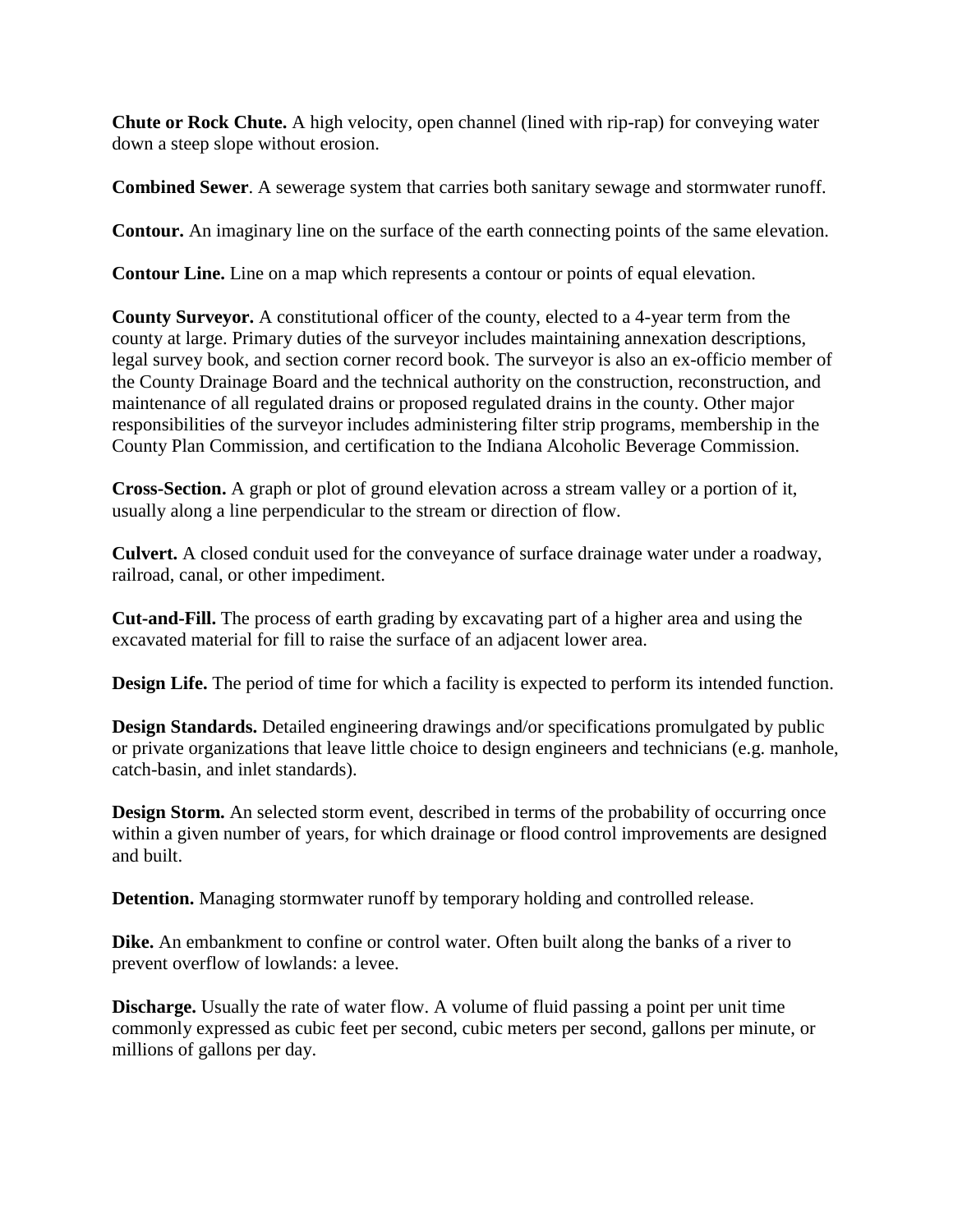**Chute or Rock Chute.** A high velocity, open channel (lined with rip-rap) for conveying water down a steep slope without erosion.

**Combined Sewer**. A sewerage system that carries both sanitary sewage and stormwater runoff.

**Contour.** An imaginary line on the surface of the earth connecting points of the same elevation.

**Contour Line.** Line on a map which represents a contour or points of equal elevation.

**County Surveyor.** A constitutional officer of the county, elected to a 4-year term from the county at large. Primary duties of the surveyor includes maintaining annexation descriptions, legal survey book, and section corner record book. The surveyor is also an ex-officio member of the County Drainage Board and the technical authority on the construction, reconstruction, and maintenance of all regulated drains or proposed regulated drains in the county. Other major responsibilities of the surveyor includes administering filter strip programs, membership in the County Plan Commission, and certification to the Indiana Alcoholic Beverage Commission.

**Cross-Section.** A graph or plot of ground elevation across a stream valley or a portion of it, usually along a line perpendicular to the stream or direction of flow.

**Culvert.** A closed conduit used for the conveyance of surface drainage water under a roadway, railroad, canal, or other impediment.

**Cut-and-Fill.** The process of earth grading by excavating part of a higher area and using the excavated material for fill to raise the surface of an adjacent lower area.

**Design Life.** The period of time for which a facility is expected to perform its intended function.

**Design Standards.** Detailed engineering drawings and/or specifications promulgated by public or private organizations that leave little choice to design engineers and technicians (e.g. manhole, catch-basin, and inlet standards).

**Design Storm.** An selected storm event, described in terms of the probability of occurring once within a given number of years, for which drainage or flood control improvements are designed and built.

**Detention.** Managing stormwater runoff by temporary holding and controlled release.

**Dike.** An embankment to confine or control water. Often built along the banks of a river to prevent overflow of lowlands: a levee.

**Discharge.** Usually the rate of water flow. A volume of fluid passing a point per unit time commonly expressed as cubic feet per second, cubic meters per second, gallons per minute, or millions of gallons per day.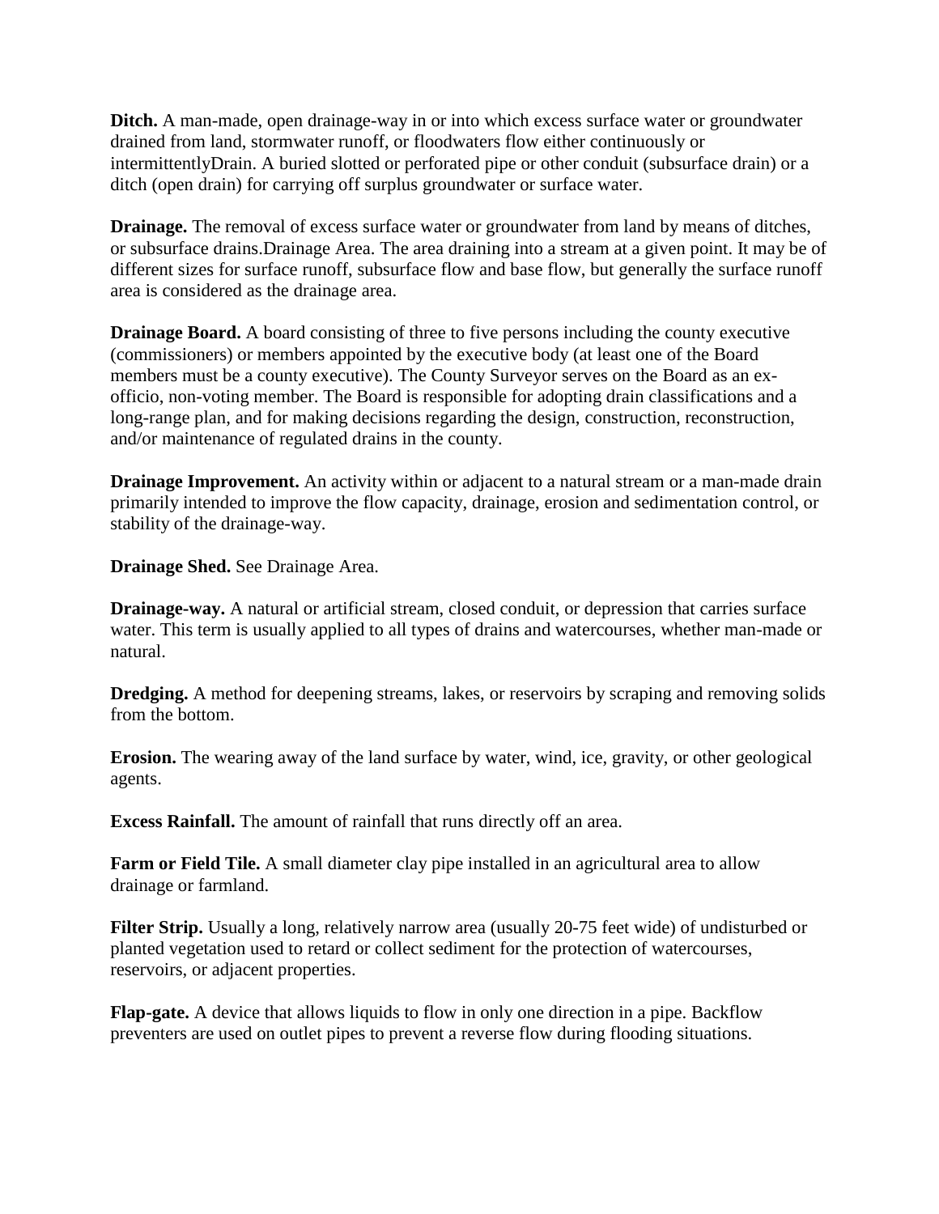**Ditch.** A man-made, open drainage-way in or into which excess surface water or groundwater drained from land, stormwater runoff, or floodwaters flow either continuously or intermittentlyDrain. A buried slotted or perforated pipe or other conduit (subsurface drain) or a ditch (open drain) for carrying off surplus groundwater or surface water.

**Drainage.** The removal of excess surface water or groundwater from land by means of ditches, or subsurface drains.Drainage Area. The area draining into a stream at a given point. It may be of different sizes for surface runoff, subsurface flow and base flow, but generally the surface runoff area is considered as the drainage area.

**Drainage Board.** A board consisting of three to five persons including the county executive (commissioners) or members appointed by the executive body (at least one of the Board members must be a county executive). The County Surveyor serves on the Board as an ex-officio, non-voting member. The Board is responsible for adopting drain classifications and a long-range plan, and for making decisions regarding the design, construction, reconstruction, and/or maintenance of regulated drains in the county.

**Drainage Improvement.** An activity within or adjacent to a natural stream or a man-made drain primarily intended to improve the flow capacity, drainage, erosion and sedimentation control, or stability of the drainage-way.

**Drainage Shed.** See Drainage Area.

**Drainage-way.** A natural or artificial stream, closed conduit, or depression that carries surface water. This term is usually applied to all types of drains and watercourses, whether man-made or natural.

**Dredging.** A method for deepening streams, lakes, or reservoirs by scraping and removing solids from the bottom.

**Erosion.** The wearing away of the land surface by water, wind, ice, gravity, or other geological agents.

**Excess Rainfall.** The amount of rainfall that runs directly off an area.

**Farm or Field Tile.** A small diameter clay pipe installed in an agricultural area to allow drainage or farmland.

**Filter Strip.** Usually a long, relatively narrow area (usually 20-75 feet wide) of undisturbed or planted vegetation used to retard or collect sediment for the protection of watercourses, reservoirs, or adjacent properties.

**Flap-gate.** A device that allows liquids to flow in only one direction in a pipe. Backflow preventers are used on outlet pipes to prevent a reverse flow during flooding situations.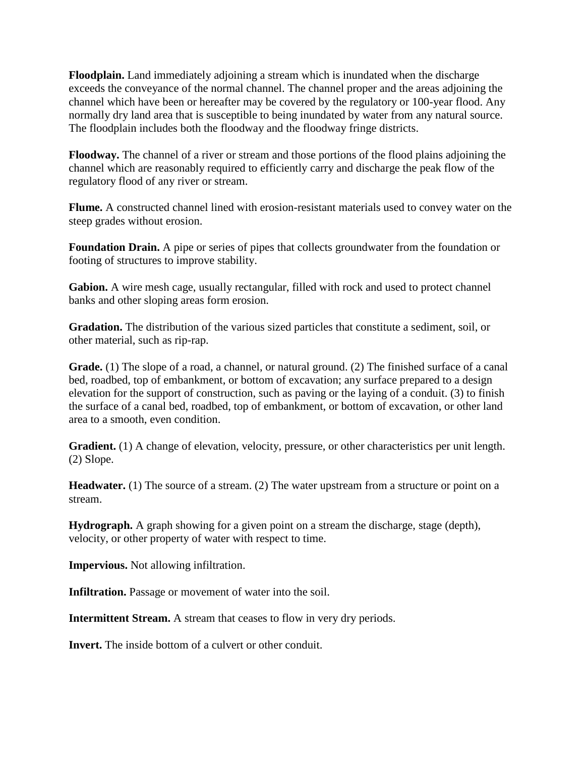**Floodplain.** Land immediately adjoining a stream which is inundated when the discharge exceeds the conveyance of the normal channel. The channel proper and the areas adjoining the channel which have been or hereafter may be covered by the regulatory or 100-year flood. Any normally dry land area that is susceptible to being inundated by water from any natural source. The floodplain includes both the floodway and the floodway fringe districts.

**Floodway.** The channel of a river or stream and those portions of the flood plains adjoining the channel which are reasonably required to efficiently carry and discharge the peak flow of the regulatory flood of any river or stream.

**Flume.** A constructed channel lined with erosion-resistant materials used to convey water on the steep grades without erosion.

**Foundation Drain.** A pipe or series of pipes that collects groundwater from the foundation or footing of structures to improve stability.

**Gabion.** A wire mesh cage, usually rectangular, filled with rock and used to protect channel banks and other sloping areas form erosion.

**Gradation.** The distribution of the various sized particles that constitute a sediment, soil, or other material, such as rip-rap.

**Grade.** (1) The slope of a road, a channel, or natural ground. (2) The finished surface of a canal bed, roadbed, top of embankment, or bottom of excavation; any surface prepared to a design elevation for the support of construction, such as paving or the laying of a conduit. (3) to finish the surface of a canal bed, roadbed, top of embankment, or bottom of excavation, or other land area to a smooth, even condition.

**Gradient.** (1) A change of elevation, velocity, pressure, or other characteristics per unit length. (2) Slope.

**Headwater.** (1) The source of a stream. (2) The water upstream from a structure or point on a stream.

**Hydrograph.** A graph showing for a given point on a stream the discharge, stage (depth), velocity, or other property of water with respect to time.

**Impervious.** Not allowing infiltration.

**Infiltration.** Passage or movement of water into the soil.

**Intermittent Stream.** A stream that ceases to flow in very dry periods.

**Invert.** The inside bottom of a culvert or other conduit.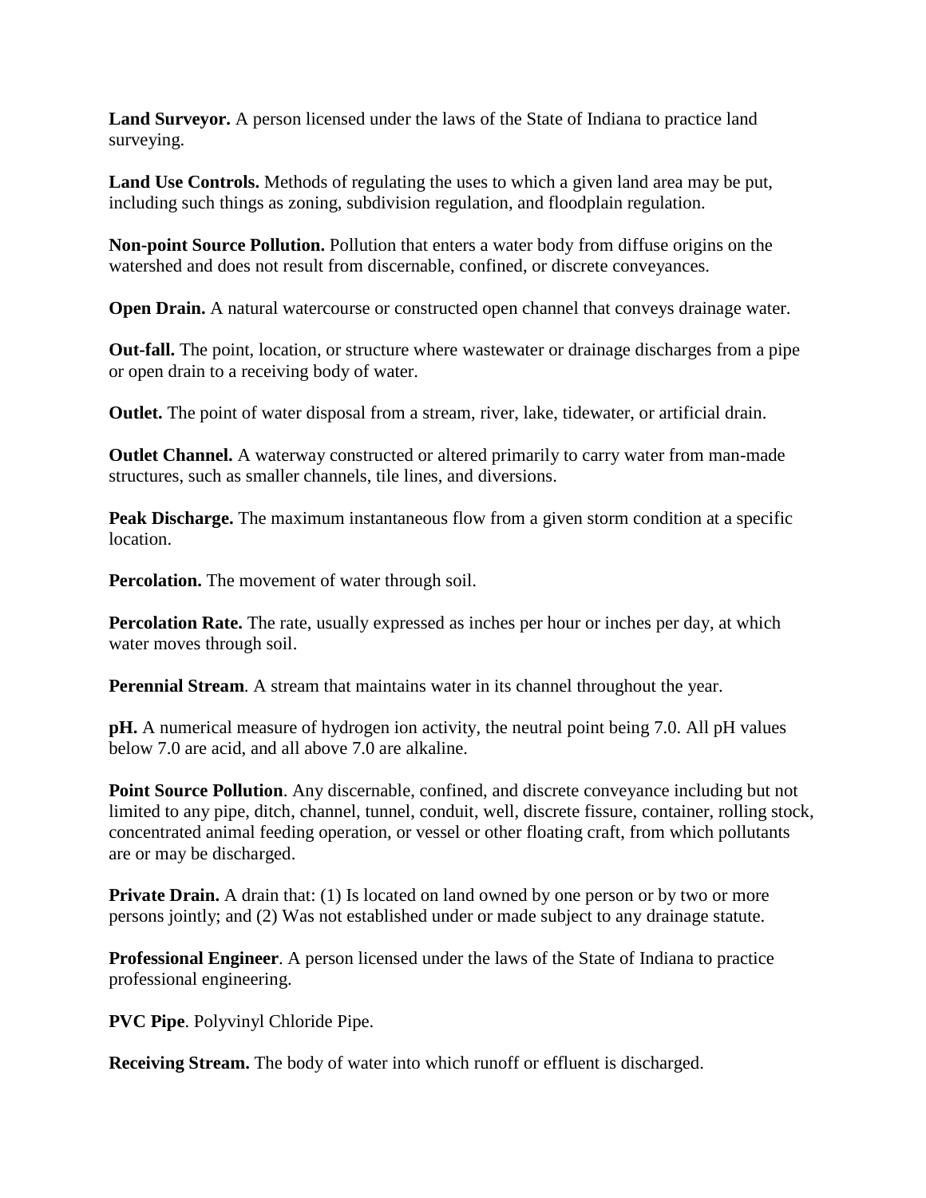**Land Surveyor.** A person licensed under the laws of the State of Indiana to practice land surveying.

**Land Use Controls.** Methods of regulating the uses to which a given land area may be put, including such things as zoning, subdivision regulation, and floodplain regulation.

**Non-point Source Pollution.** Pollution that enters a water body from diffuse origins on the watershed and does not result from discernable, confined, or discrete conveyances.

**Open Drain.** A natural watercourse or constructed open channel that conveys drainage water.

**Out-fall.** The point, location, or structure where wastewater or drainage discharges from a pipe or open drain to a receiving body of water.

**Outlet.** The point of water disposal from a stream, river, lake, tidewater, or artificial drain.

**Outlet Channel.** A waterway constructed or altered primarily to carry water from man-made structures, such as smaller channels, tile lines, and diversions.

**Peak Discharge.** The maximum instantaneous flow from a given storm condition at a specific location.

**Percolation.** The movement of water through soil.

**Percolation Rate.** The rate, usually expressed as inches per hour or inches per day, at which water moves through soil.

**Perennial Stream***.* A stream that maintains water in its channel throughout the year.

**pH.** A numerical measure of hydrogen ion activity, the neutral point being 7.0. All pH values below 7.0 are acid, and all above 7.0 are alkaline.

**Point Source Pollution**. Any discernable, confined, and discrete conveyance including but not limited to any pipe, ditch, channel, tunnel, conduit, well, discrete fissure, container, rolling stock, concentrated animal feeding operation, or vessel or other floating craft, from which pollutants are or may be discharged.

**Private Drain.** A drain that: (1) Is located on land owned by one person or by two or more persons jointly; and (2) Was not established under or made subject to any drainage statute.

**Professional Engineer**. A person licensed under the laws of the State of Indiana to practice professional engineering.

**PVC Pipe**. Polyvinyl Chloride Pipe.

**Receiving Stream.** The body of water into which runoff or effluent is discharged.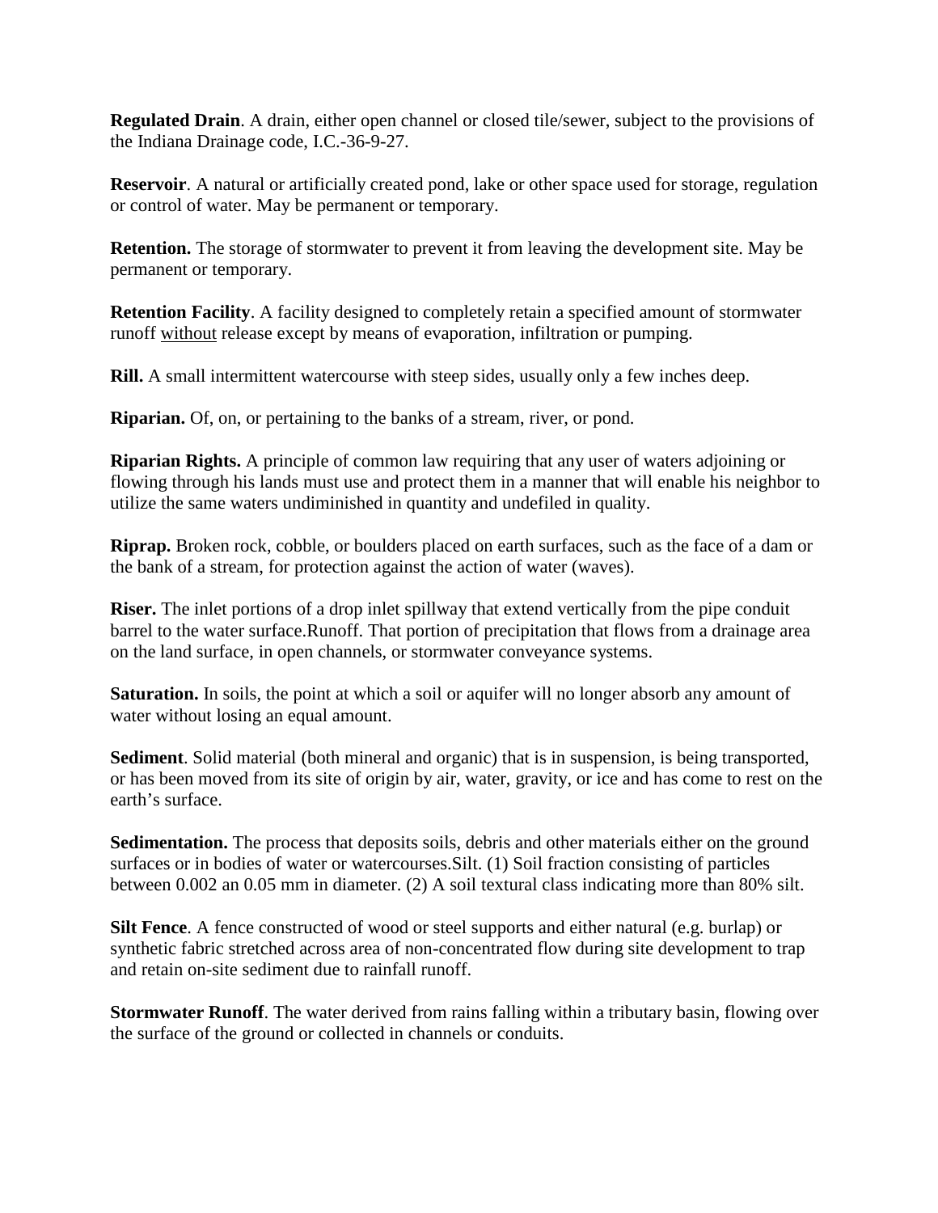**Regulated Drain**. A drain, either open channel or closed tile/sewer, subject to the provisions of the Indiana Drainage code, I.C.-36-9-27.

**Reservoir**. A natural or artificially created pond, lake or other space used for storage, regulation or control of water. May be permanent or temporary.

**Retention.** The storage of stormwater to prevent it from leaving the development site. May be permanent or temporary.

**Retention Facility**. A facility designed to completely retain a specified amount of stormwater runoff <u>without</u> release except by means of evaporation, infiltration or pumping.

**Rill.** A small intermittent watercourse with steep sides, usually only a few inches deep.

**Riparian.** Of, on, or pertaining to the banks of a stream, river, or pond.

**Riparian Rights.** A principle of common law requiring that any user of waters adjoining or flowing through his lands must use and protect them in a manner that will enable his neighbor to utilize the same waters undiminished in quantity and undefiled in quality.

**Riprap.** Broken rock, cobble, or boulders placed on earth surfaces, such as the face of a dam or the bank of a stream, for protection against the action of water (waves).

**Riser.** The inlet portions of a drop inlet spillway that extend vertically from the pipe conduit barrel to the water surface.Runoff. That portion of precipitation that flows from a drainage area on the land surface, in open channels, or stormwater conveyance systems.

**Saturation.** In soils, the point at which a soil or aquifer will no longer absorb any amount of water without losing an equal amount.

**Sediment**. Solid material (both mineral and organic) that is in suspension, is being transported, or has been moved from its site of origin by air, water, gravity, or ice and has come to rest on the earth's surface.

**Sedimentation.** The process that deposits soils, debris and other materials either on the ground surfaces or in bodies of water or watercourses.Silt. (1) Soil fraction consisting of particles between 0.002 an 0.05 mm in diameter. (2) A soil textural class indicating more than 80% silt.

**Silt Fence**. A fence constructed of wood or steel supports and either natural (e.g. burlap) or synthetic fabric stretched across area of non-concentrated flow during site development to trap and retain on-site sediment due to rainfall runoff.

**Stormwater Runoff**. The water derived from rains falling within a tributary basin, flowing over the surface of the ground or collected in channels or conduits.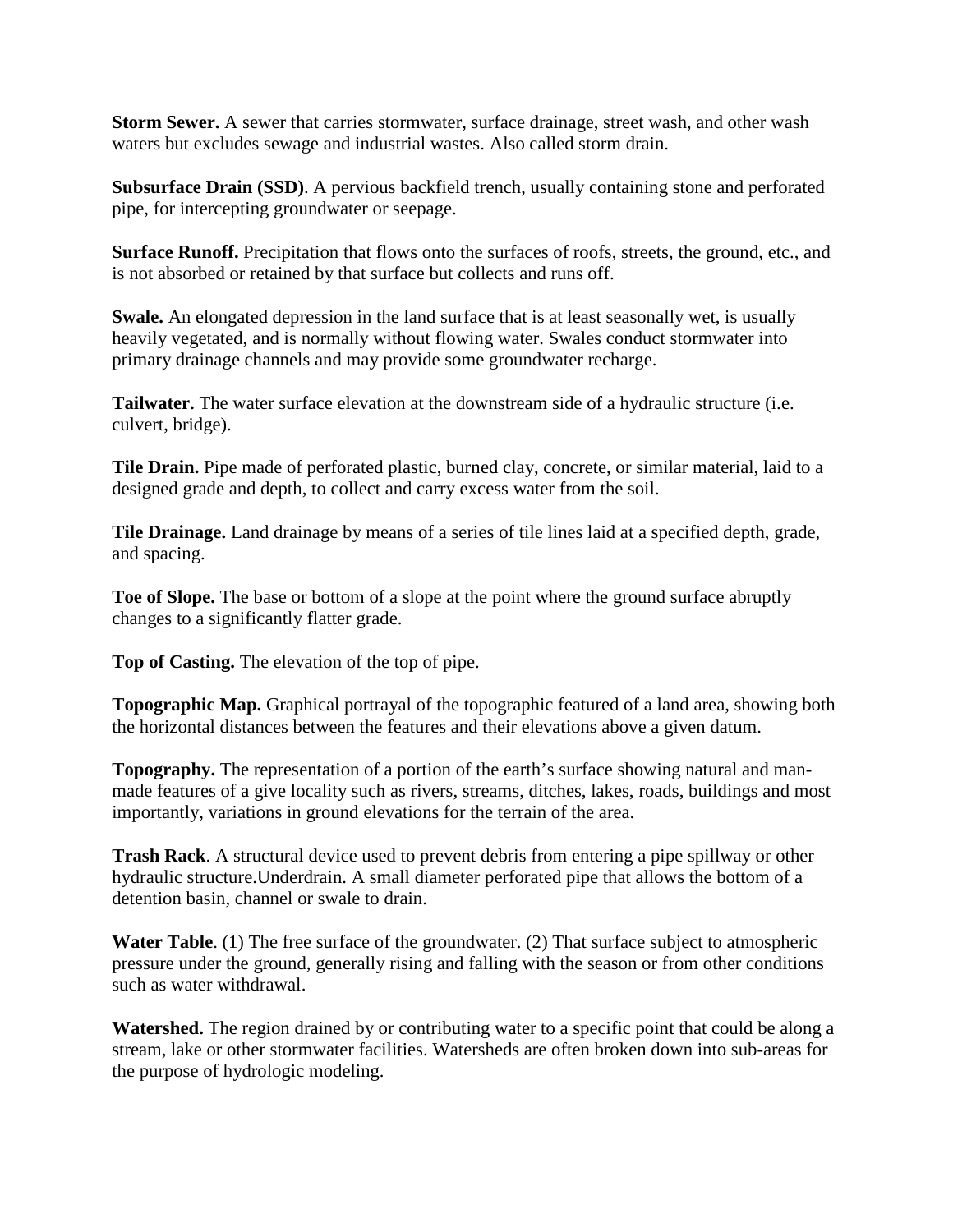**Storm Sewer.** A sewer that carries stormwater, surface drainage, street wash, and other wash waters but excludes sewage and industrial wastes. Also called storm drain.

**Subsurface Drain (SSD)**. A pervious backfield trench, usually containing stone and perforated pipe, for intercepting groundwater or seepage.

**Surface Runoff.** Precipitation that flows onto the surfaces of roofs, streets, the ground, etc., and is not absorbed or retained by that surface but collects and runs off.

**Swale.** An elongated depression in the land surface that is at least seasonally wet, is usually heavily vegetated, and is normally without flowing water. Swales conduct stormwater into primary drainage channels and may provide some groundwater recharge.

**Tailwater.** The water surface elevation at the downstream side of a hydraulic structure (i.e. culvert, bridge).

**Tile Drain.** Pipe made of perforated plastic, burned clay, concrete, or similar material, laid to a designed grade and depth, to collect and carry excess water from the soil.

**Tile Drainage.** Land drainage by means of a series of tile lines laid at a specified depth, grade, and spacing.

**Toe of Slope.** The base or bottom of a slope at the point where the ground surface abruptly changes to a significantly flatter grade.

**Top of Casting.** The elevation of the top of pipe.

**Topographic Map.** Graphical portrayal of the topographic featured of a land area, showing both the horizontal distances between the features and their elevations above a given datum.

**Topography.** The representation of a portion of the earth's surface showing natural and man-made features of a give locality such as rivers, streams, ditches, lakes, roads, buildings and most importantly, variations in ground elevations for the terrain of the area.

**Trash Rack**. A structural device used to prevent debris from entering a pipe spillway or other hydraulic structure.Underdrain. A small diameter perforated pipe that allows the bottom of a detention basin, channel or swale to drain.

**Water Table**. (1) The free surface of the groundwater. (2) That surface subject to atmospheric pressure under the ground, generally rising and falling with the season or from other conditions such as water withdrawal.

**Watershed.** The region drained by or contributing water to a specific point that could be along a stream, lake or other stormwater facilities. Watersheds are often broken down into sub-areas for the purpose of hydrologic modeling.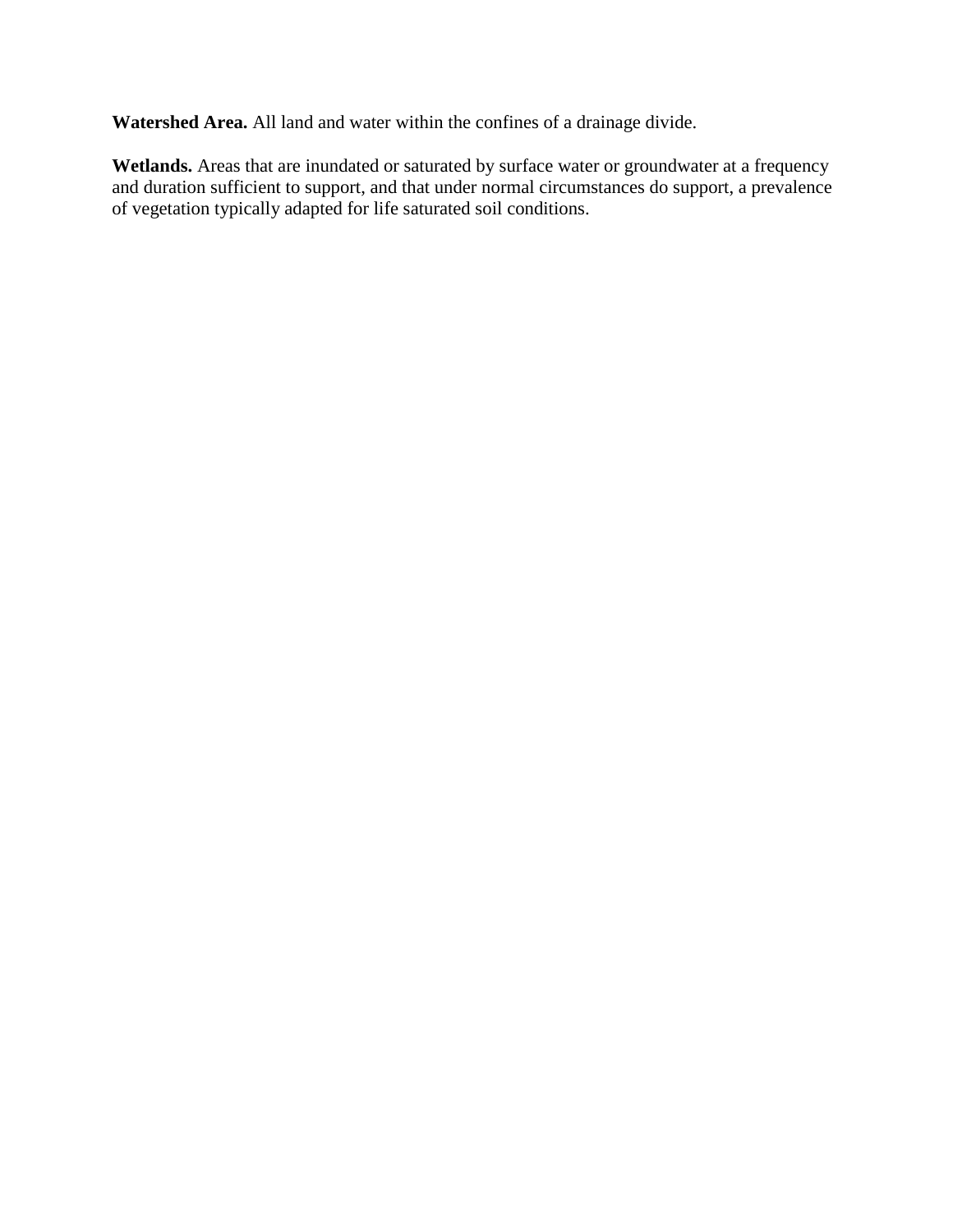**Watershed Area.** All land and water within the confines of a drainage divide.

**Wetlands.** Areas that are inundated or saturated by surface water or groundwater at a frequency and duration sufficient to support, and that under normal circumstances do support, a prevalence of vegetation typically adapted for life saturated soil conditions.